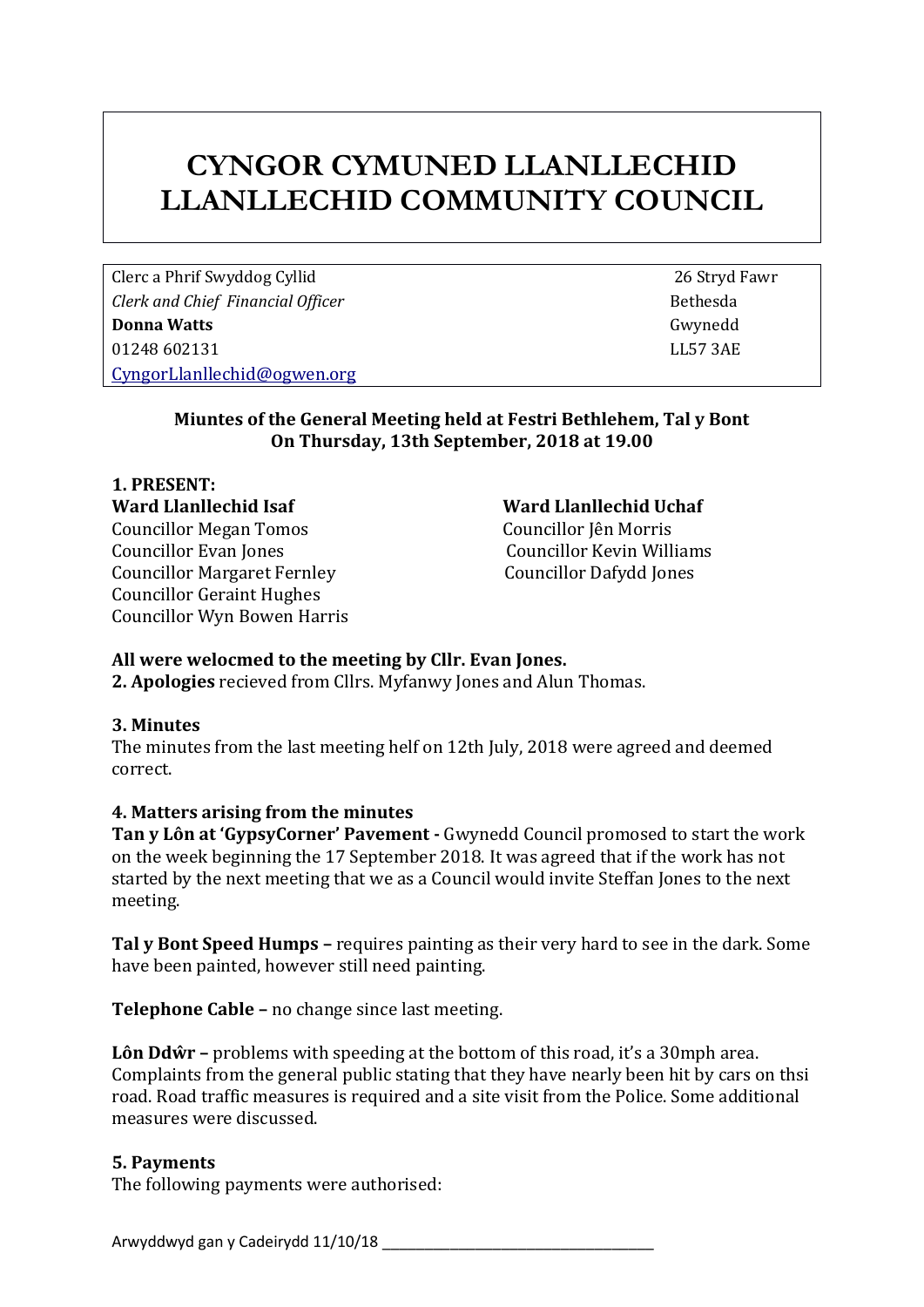# CYNGOR CYMUNED LLANLLECHID
# LLANLLECHID COMMUNITY COUNCIL

| | |
|---|---|
| Clerc a Phrif Swyddog Cyllid | 26 Stryd Fawr |
| *Clerk and Chief Financial Officer* | Bethesda |
| **Donna Watts** | Gwynedd |
| 01248 602131 | LL57 3AE |
| CyngorLlanllechid@ogwen.org | |

**Miuntes of the General Meeting held at Festri Bethlehem, Tal y Bont**
**On Thursday, 13th September, 2018 at 19.00**

**1. PRESENT:**

**Ward Llanllechid Isaf**
Councillor Megan Tomos
Councillor Evan Jones
Councillor Margaret Fernley
Councillor Geraint Hughes
Councillor Wyn Bowen Harris

**Ward Llanllechid Uchaf**
Councillor Jên Morris
Councillor Kevin Williams
Councillor Dafydd Jones

**All were welocmed to the meeting by Cllr. Evan Jones.**

**2. Apologies** recieved from Cllrs. Myfanwy Jones and Alun Thomas.

**3. Minutes**
The minutes from the last meeting helf on 12th July, 2018 were agreed and deemed correct.

**4. Matters arising from the minutes**

**Tan y Lôn at 'GypsyCorner' Pavement -** Gwynedd Council promosed to start the work on the week beginning the 17 September 2018. It was agreed that if the work has not started by the next meeting that we as a Council would invite Steffan Jones to the next meeting.

**Tal y Bont Speed Humps –** requires painting as their very hard to see in the dark. Some have been painted, however still need painting.

**Telephone Cable –** no change since last meeting.

**Lôn Ddŵr –** problems with speeding at the bottom of this road, it's a 30mph area. Complaints from the general public stating that they have nearly been hit by cars on thsi road. Road traffic measures is required and a site visit from the Police. Some additional measures were discussed.

**5. Payments**
The following payments were authorised:

Arwyddwyd gan y Cadeirydd 11/10/18 ___________________________________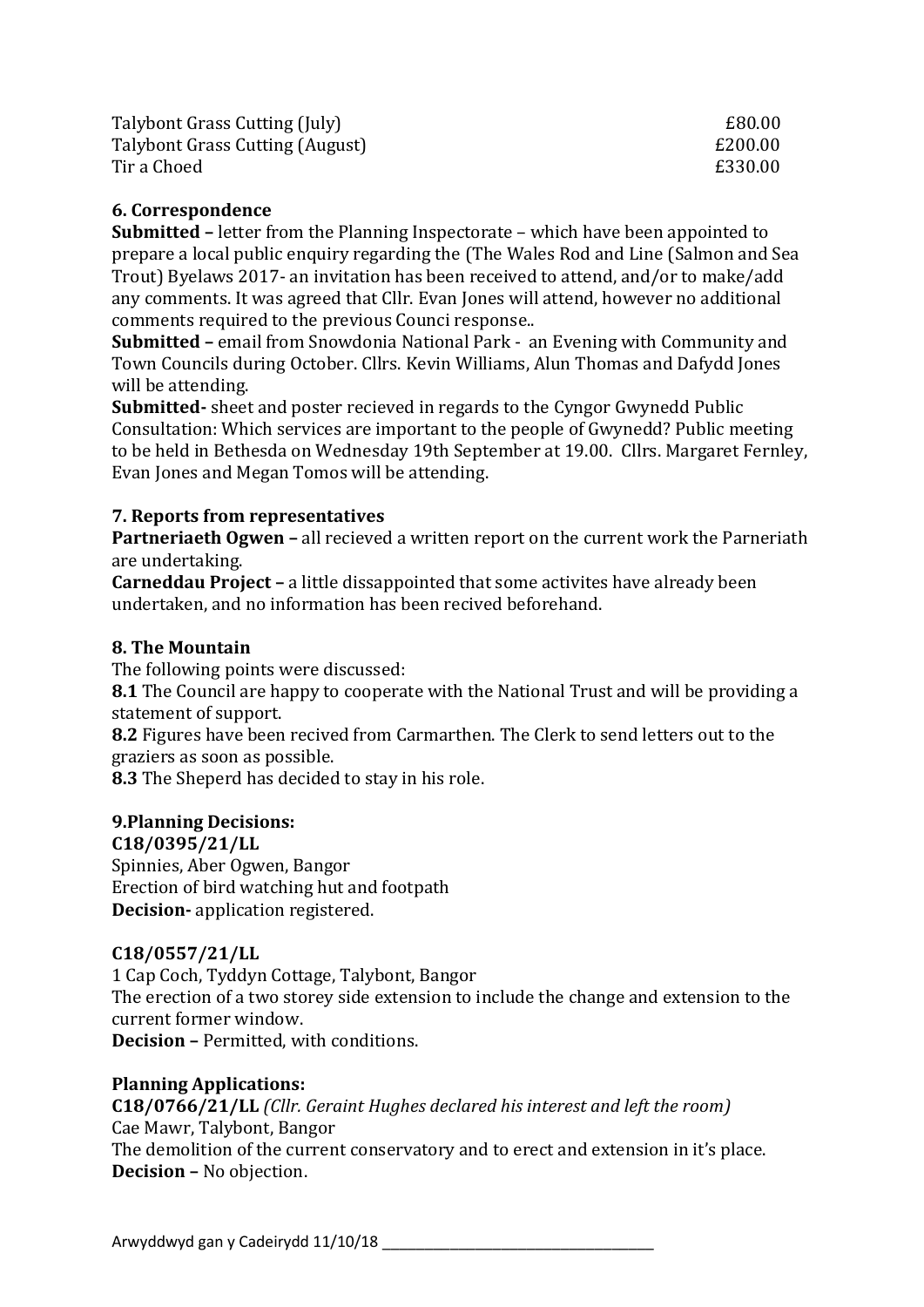| | |
|---|---|
| Talybont Grass Cutting (July) | £80.00 |
| Talybont Grass Cutting (August) | £200.00 |
| Tir a Choed | £330.00 |

**6. Correspondence**

**Submitted –** letter from the Planning Inspectorate – which have been appointed to prepare a local public enquiry regarding the (The Wales Rod and Line (Salmon and Sea Trout) Byelaws 2017- an invitation has been received to attend, and/or to make/add any comments. It was agreed that Cllr. Evan Jones will attend, however no additional comments required to the previous Counci response..

**Submitted –** email from Snowdonia National Park - an Evening with Community and Town Councils during October. Cllrs. Kevin Williams, Alun Thomas and Dafydd Jones will be attending.

**Submitted-** sheet and poster recieved in regards to the Cyngor Gwynedd Public Consultation: Which services are important to the people of Gwynedd? Public meeting to be held in Bethesda on Wednesday 19th September at 19.00. Cllrs. Margaret Fernley, Evan Jones and Megan Tomos will be attending.

**7. Reports from representatives**

**Partneriaeth Ogwen –** all recieved a written report on the current work the Parneriath are undertaking.

**Carneddau Project –** a little dissappointed that some activites have already been undertaken, and no information has been recived beforehand.

**8. The Mountain**

The following points were discussed:

**8.1** The Council are happy to cooperate with the National Trust and will be providing a statement of support.

**8.2** Figures have been recived from Carmarthen. The Clerk to send letters out to the graziers as soon as possible.

**8.3** The Sheperd has decided to stay in his role.

**9.Planning Decisions:**

**C18/0395/21/LL**

Spinnies, Aber Ogwen, Bangor

Erection of bird watching hut and footpath

**Decision-** application registered.

**C18/0557/21/LL**

1 Cap Coch, Tyddyn Cottage, Talybont, Bangor

The erection of a two storey side extension to include the change and extension to the current former window.

**Decision –** Permitted, with conditions.

**Planning Applications:**

**C18/0766/21/LL** *(Cllr. Geraint Hughes declared his interest and left the room)*

Cae Mawr, Talybont, Bangor

The demolition of the current conservatory and to erect and extension in it's place.

**Decision –** No objection.

Arwyddwyd gan y Cadeirydd 11/10/18 ___________________________________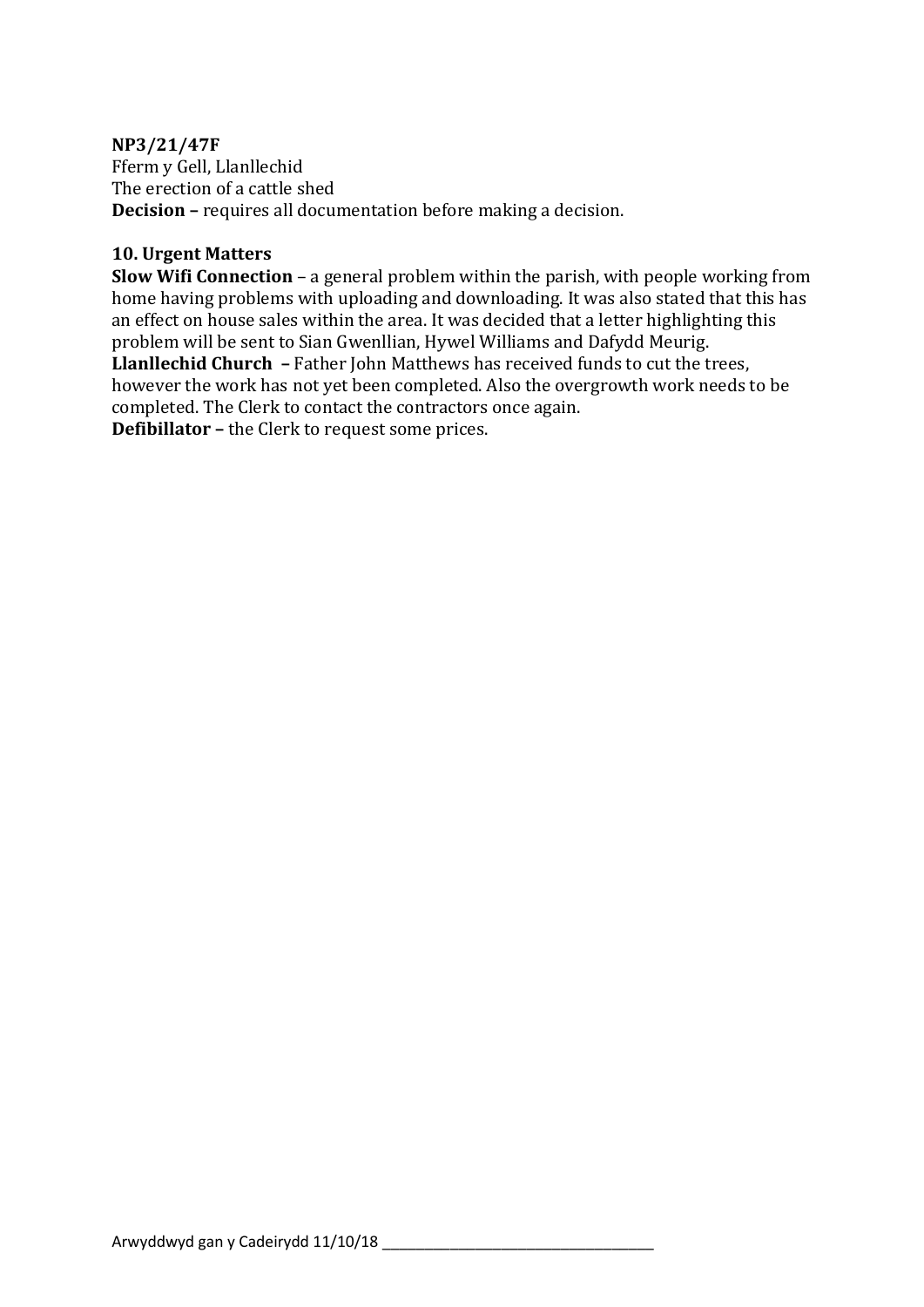**NP3/21/47F**
Fferm y Gell, Llanllechid
The erection of a cattle shed
**Decision –** requires all documentation before making a decision.

**10. Urgent Matters**

**Slow Wifi Connection** – a general problem within the parish, with people working from home having problems with uploading and downloading. It was also stated that this has an effect on house sales within the area. It was decided that a letter highlighting this problem will be sent to Sian Gwenllian, Hywel Williams and Dafydd Meurig.

**Llanllechid Church –** Father John Matthews has received funds to cut the trees, however the work has not yet been completed. Also the overgrowth work needs to be completed. The Clerk to contact the contractors once again.

**Defibillator –** the Clerk to request some prices.

Arwyddwyd gan y Cadeirydd 11/10/18 ________________________________